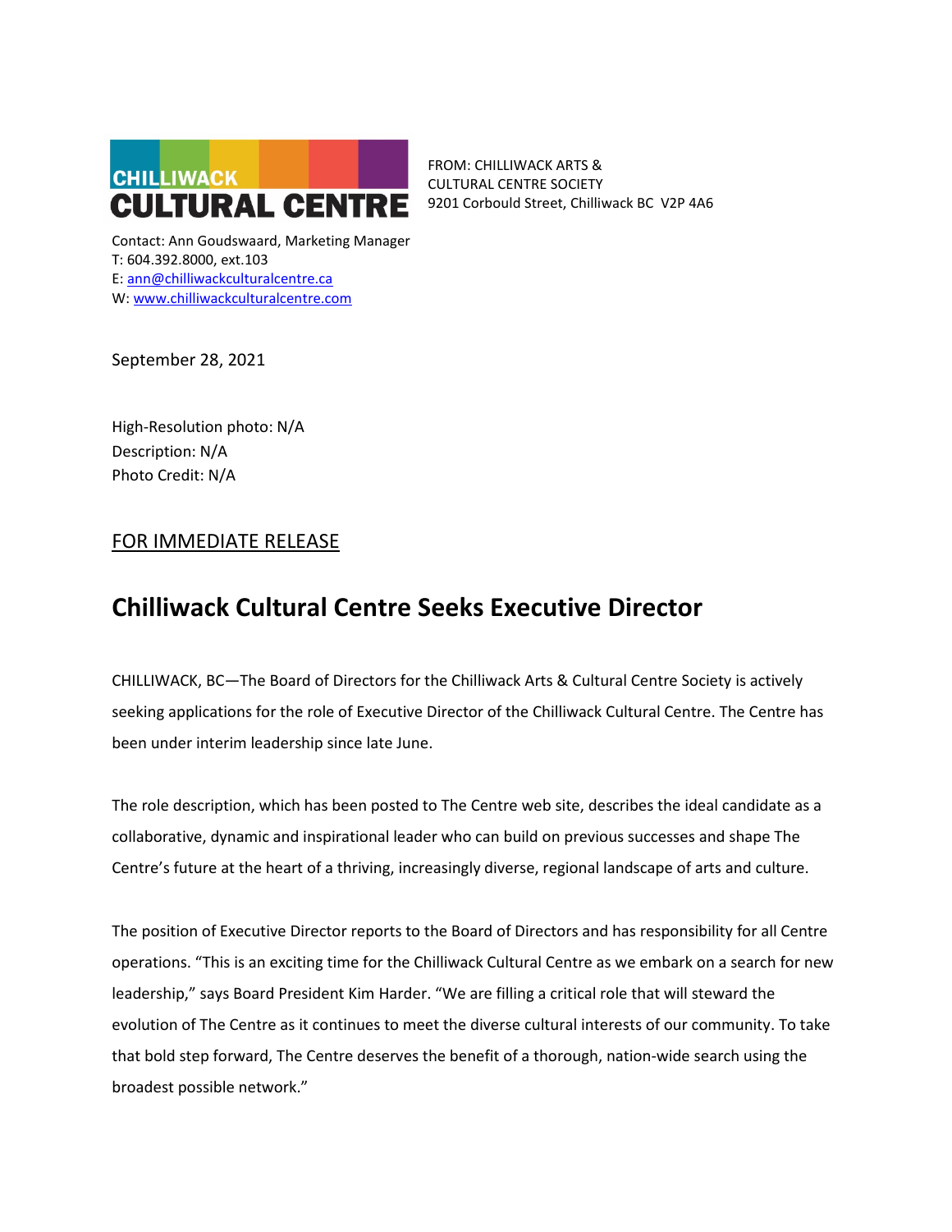CHILLIWACK CULTURAL CENTRE

FROM: CHILLIWACK ARTS & CULTURAL CENTRE SOCIETY
9201 Corbould Street, Chilliwack BC V2P 4A6

Contact: Ann Goudswaard, Marketing Manager
T: 604.392.8000, ext.103
E: ann@chilliwackculturalcentre.ca
W: www.chilliwackculturalcentre.com

September 28, 2021

High-Resolution photo: N/A
Description: N/A
Photo Credit: N/A

FOR IMMEDIATE RELEASE

# Chilliwack Cultural Centre Seeks Executive Director

CHILLIWACK, BC—The Board of Directors for the Chilliwack Arts & Cultural Centre Society is actively seeking applications for the role of Executive Director of the Chilliwack Cultural Centre. The Centre has been under interim leadership since late June.

The role description, which has been posted to The Centre web site, describes the ideal candidate as a collaborative, dynamic and inspirational leader who can build on previous successes and shape The Centre's future at the heart of a thriving, increasingly diverse, regional landscape of arts and culture.

The position of Executive Director reports to the Board of Directors and has responsibility for all Centre operations. "This is an exciting time for the Chilliwack Cultural Centre as we embark on a search for new leadership," says Board President Kim Harder. "We are filling a critical role that will steward the evolution of The Centre as it continues to meet the diverse cultural interests of our community. To take that bold step forward, The Centre deserves the benefit of a thorough, nation-wide search using the broadest possible network."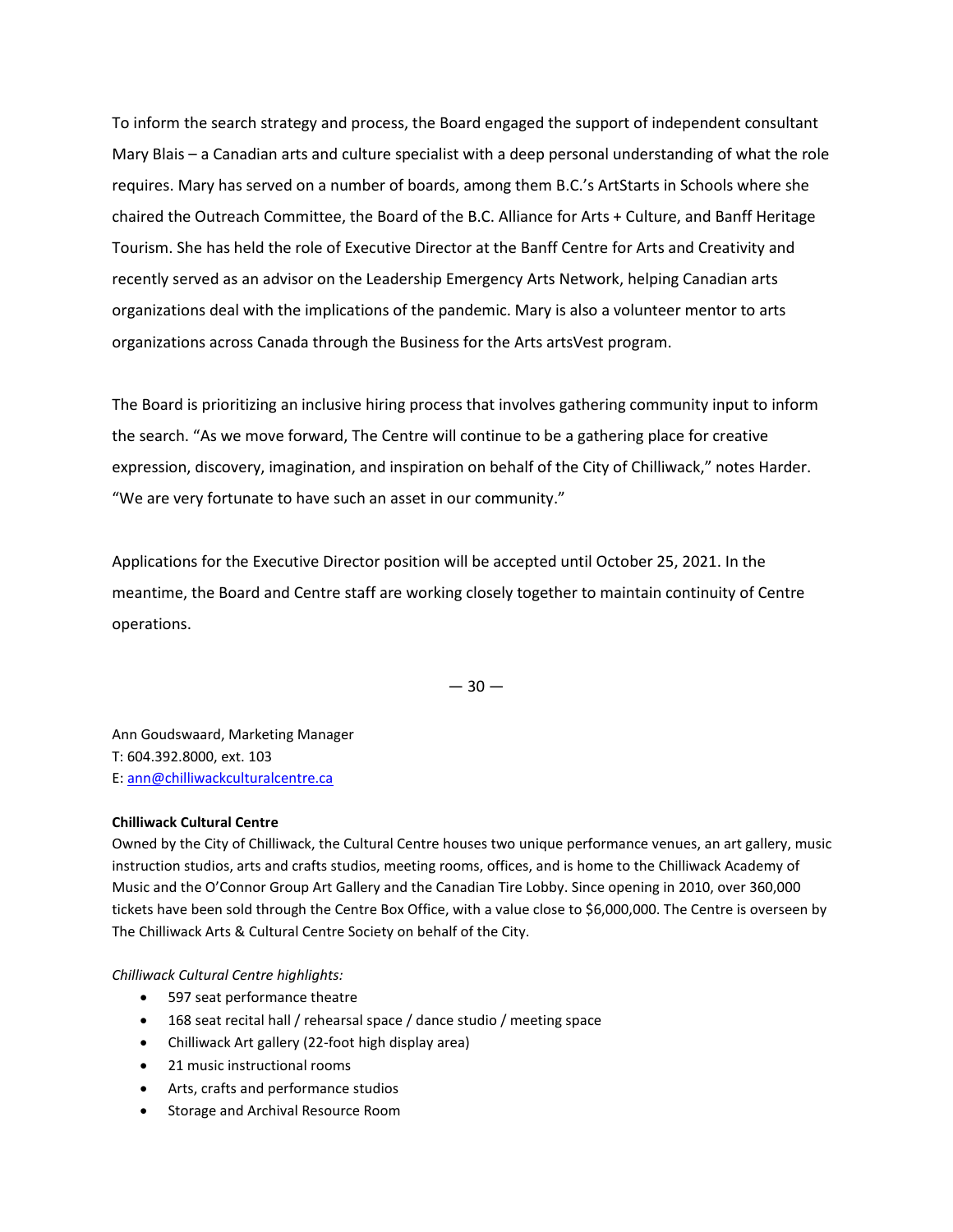To inform the search strategy and process, the Board engaged the support of independent consultant Mary Blais – a Canadian arts and culture specialist with a deep personal understanding of what the role requires. Mary has served on a number of boards, among them B.C.'s ArtStarts in Schools where she chaired the Outreach Committee, the Board of the B.C. Alliance for Arts + Culture, and Banff Heritage Tourism. She has held the role of Executive Director at the Banff Centre for Arts and Creativity and recently served as an advisor on the Leadership Emergency Arts Network, helping Canadian arts organizations deal with the implications of the pandemic. Mary is also a volunteer mentor to arts organizations across Canada through the Business for the Arts artsVest program.

The Board is prioritizing an inclusive hiring process that involves gathering community input to inform the search. "As we move forward, The Centre will continue to be a gathering place for creative expression, discovery, imagination, and inspiration on behalf of the City of Chilliwack," notes Harder. "We are very fortunate to have such an asset in our community."

Applications for the Executive Director position will be accepted until October 25, 2021. In the meantime, the Board and Centre staff are working closely together to maintain continuity of Centre operations.

— 30 —

Ann Goudswaard, Marketing Manager
T: 604.392.8000, ext. 103
E: ann@chilliwackculturalcentre.ca

**Chilliwack Cultural Centre**
Owned by the City of Chilliwack, the Cultural Centre houses two unique performance venues, an art gallery, music instruction studios, arts and crafts studios, meeting rooms, offices, and is home to the Chilliwack Academy of Music and the O'Connor Group Art Gallery and the Canadian Tire Lobby. Since opening in 2010, over 360,000 tickets have been sold through the Centre Box Office, with a value close to $6,000,000. The Centre is overseen by The Chilliwack Arts & Cultural Centre Society on behalf of the City.

*Chilliwack Cultural Centre highlights:*

- 597 seat performance theatre
- 168 seat recital hall / rehearsal space / dance studio / meeting space
- Chilliwack Art gallery (22-foot high display area)
- 21 music instructional rooms
- Arts, crafts and performance studios
- Storage and Archival Resource Room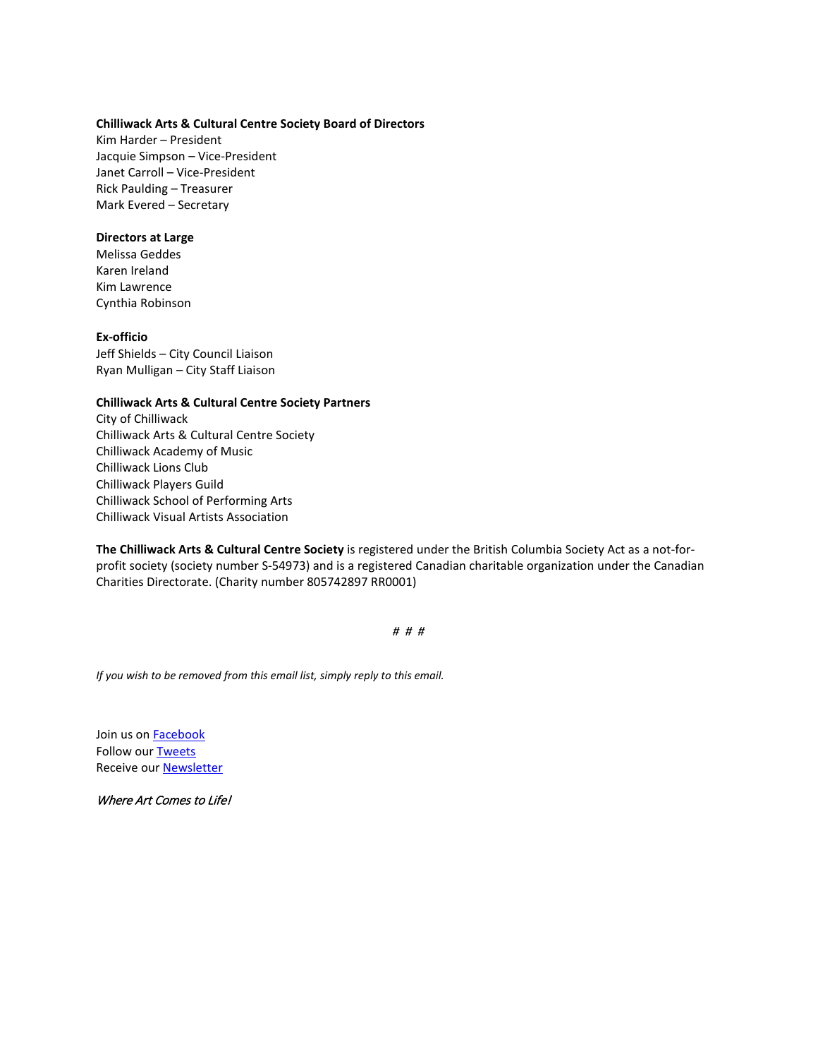**Chilliwack Arts & Cultural Centre Society Board of Directors**
Kim Harder – President
Jacquie Simpson – Vice-President
Janet Carroll – Vice-President
Rick Paulding – Treasurer
Mark Evered – Secretary

**Directors at Large**
Melissa Geddes
Karen Ireland
Kim Lawrence
Cynthia Robinson

**Ex-officio**
Jeff Shields – City Council Liaison
Ryan Mulligan – City Staff Liaison

**Chilliwack Arts & Cultural Centre Society Partners**
City of Chilliwack
Chilliwack Arts & Cultural Centre Society
Chilliwack Academy of Music
Chilliwack Lions Club
Chilliwack Players Guild
Chilliwack School of Performing Arts
Chilliwack Visual Artists Association

**The Chilliwack Arts & Cultural Centre Society** is registered under the British Columbia Society Act as a not-for-profit society (society number S-54973) and is a registered Canadian charitable organization under the Canadian Charities Directorate. (Charity number 805742897 RR0001)

*# # #*

*If you wish to be removed from this email list, simply reply to this email.*

Join us on Facebook
Follow our Tweets
Receive our Newsletter

*Where Art Comes to Life!*